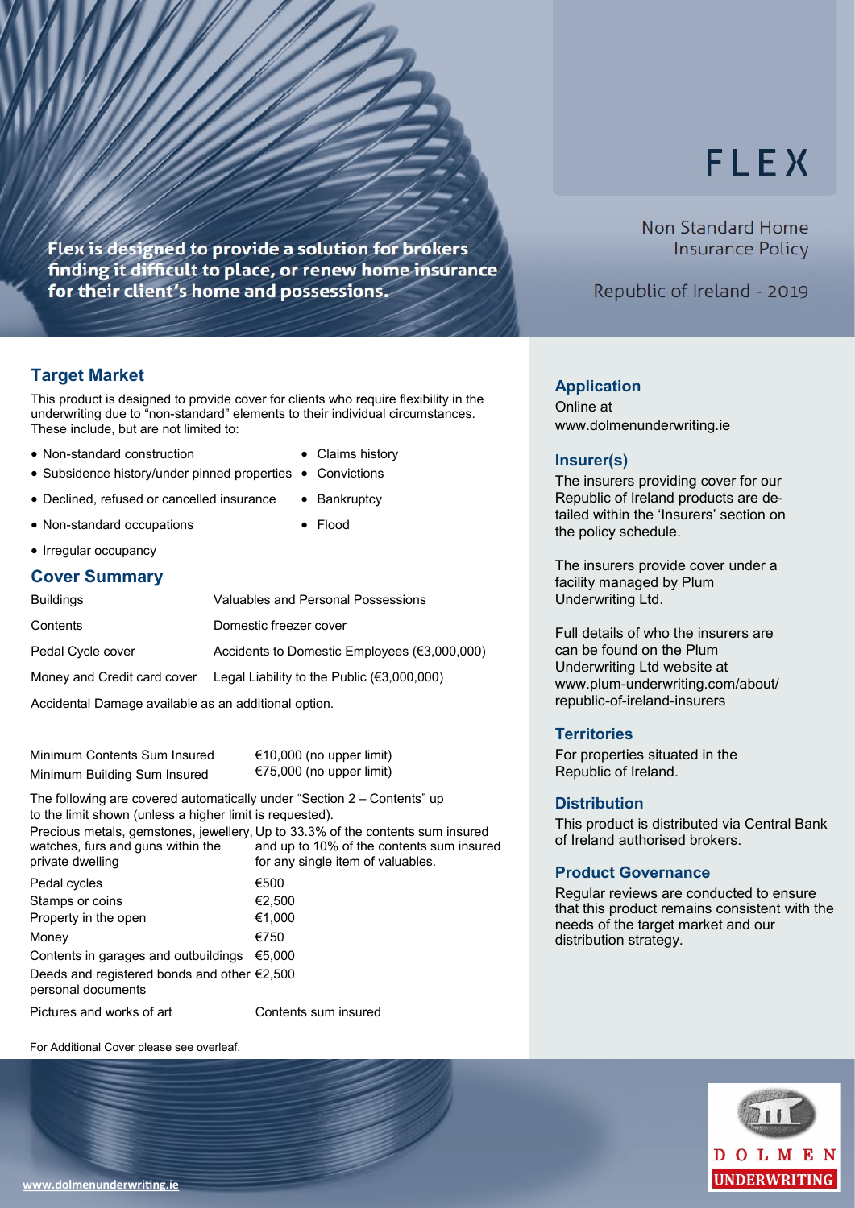# FLEX

Non Standard Home Insurance Policy

Republic of Ireland - 2019

**Flex is designed to provide a solution for brokers finding it difficult to place, or renew home insurance for their client's home and possessions.**

## Target Market

This product is designed to provide cover for clients who require flexibility in the underwriting due to "non-standard" elements to their individual circumstances. These include, but are not limited to:

- Non-standard construction
- Subsidence history/under pinned properties
- Declined, refused or cancelled insurance
- Non-standard occupations
- Irregular occupancy
- Claims history
- Convictions
- Bankruptcy
- Flood

## Cover Summary

| | |
|---|---|
| Buildings | Valuables and Personal Possessions |
| Contents | Domestic freezer cover |
| Pedal Cycle cover | Accidents to Domestic Employees (€3,000,000) |
| Money and Credit card cover | Legal Liability to the Public (€3,000,000) |

Accidental Damage available as an additional option.

| | |
|---|---|
| Minimum Contents Sum Insured | €10,000 (no upper limit) |
| Minimum Building Sum Insured | €75,000 (no upper limit) |

The following are covered automatically under "Section 2 – Contents" up to the limit shown (unless a higher limit is requested).

| | |
|---|---|
| Precious metals, gemstones, jewellery, watches, furs and guns within the private dwelling | Up to 33.3% of the contents sum insured and up to 10% of the contents sum insured for any single item of valuables. |
| Pedal cycles | €500 |
| Stamps or coins | €2,500 |
| Property in the open | €1,000 |
| Money | €750 |
| Contents in garages and outbuildings | €5,000 |
| Deeds and registered bonds and other personal documents | €2,500 |
| Pictures and works of art | Contents sum insured |

For Additional Cover please see overleaf.

## Application

Online at www.dolmenunderwriting.ie

## Insurer(s)

The insurers providing cover for our Republic of Ireland products are detailed within the 'Insurers' section on the policy schedule.

The insurers provide cover under a facility managed by Plum Underwriting Ltd.

Full details of who the insurers are can be found on the Plum Underwriting Ltd website at www.plum-underwriting.com/about/republic-of-ireland-insurers

## Territories

For properties situated in the Republic of Ireland.

## Distribution

This product is distributed via Central Bank of Ireland authorised brokers.

## Product Governance

Regular reviews are conducted to ensure that this product remains consistent with the needs of the target market and our distribution strategy.

www.dolmenunderwriting.ie

DOLMEN UNDERWRITING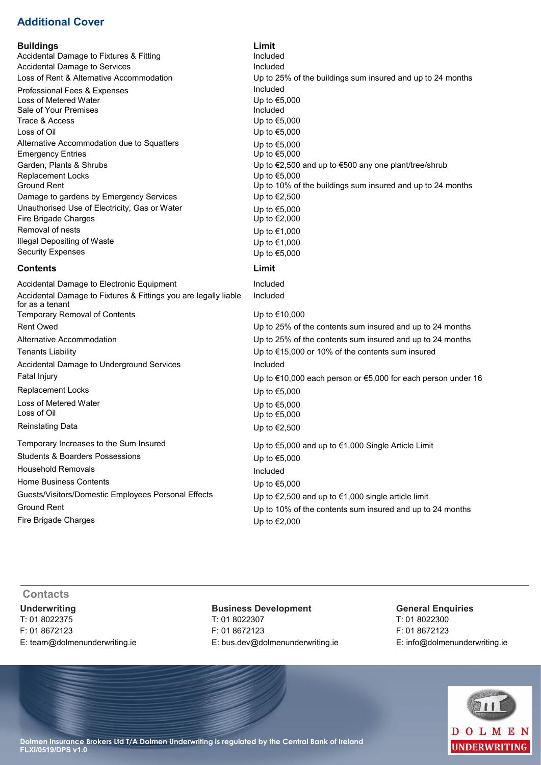## Additional Cover

| Buildings | Limit |
| --- | --- |
| Accidental Damage to Fixtures & Fitting | Included |
| Accidental Damage to Services | Included |
| Loss of Rent & Alternative Accommodation | Up to 25% of the buildings sum insured and up to 24 months |
| Professional Fees & Expenses | Included |
| Loss of Metered Water | Up to €5,000 |
| Sale of Your Premises | Included |
| Trace & Access | Up to €5,000 |
| Loss of Oil | Up to €5,000 |
| Alternative Accommodation due to Squatters | Up to €5,000 |
| Emergency Entries | Up to €5,000 |
| Garden, Plants & Shrubs | Up to €2,500 and up to €500 any one plant/tree/shrub |
| Replacement Locks | Up to €5,000 |
| Ground Rent | Up to 10% of the buildings sum insured and up to 24 months |
| Damage to gardens by Emergency Services | Up to €2,500 |
| Unauthorised Use of Electricity, Gas or Water | Up to €5,000 |
| Fire Brigade Charges | Up to €2,000 |
| Removal of nests | Up to €1,000 |
| Illegal Depositing of Waste | Up to €1,000 |
| Security Expenses | Up to €5,000 |

| Contents | Limit |
| --- | --- |
| Accidental Damage to Electronic Equipment | Included |
| Accidental Damage to Fixtures & Fittings you are legally liable for as a tenant | Included |
| Temporary Removal of Contents | Up to €10,000 |
| Rent Owed | Up to 25% of the contents sum insured and up to 24 months |
| Alternative Accommodation | Up to 25% of the contents sum insured and up to 24 months |
| Tenants Liability | Up to €15,000 or 10% of the contents sum insured |
| Accidental Damage to Underground Services | Included |
| Fatal Injury | Up to €10,000 each person or €5,000 for each person under 16 |
| Replacement Locks | Up to €5,000 |
| Loss of Metered Water | Up to €5,000 |
| Loss of Oil | Up to €5,000 |
| Reinstating Data | Up to €2,500 |
| Temporary Increases to the Sum Insured | Up to €5,000 and up to €1,000 Single Article Limit |
| Students & Boarders Possessions | Up to €5,000 |
| Household Removals | Included |
| Home Business Contents | Up to €5,000 |
| Guests/Visitors/Domestic Employees Personal Effects | Up to €2,500 and up to €1,000 single article limit |
| Ground Rent | Up to 10% of the contents sum insured and up to 24 months |
| Fire Brigade Charges | Up to €2,000 |

## Contacts

**Underwriting**
T: 01 8022375
F: 01 8672123
E: team@dolmenunderwriting.ie

**Business Development**
T: 01 8022307
F: 01 8672123
E: bus.dev@dolmenunderwriting.ie

**General Enquiries**
T: 01 8022300
F: 01 8672123
E: info@dolmenunderwriting.ie

**Dolmen Insurance Brokers Ltd T/A Dolmen Underwriting is regulated by the Central Bank of Ireland**
**FLXI/0519/DPS v1.0**

DOLMEN UNDERWRITING